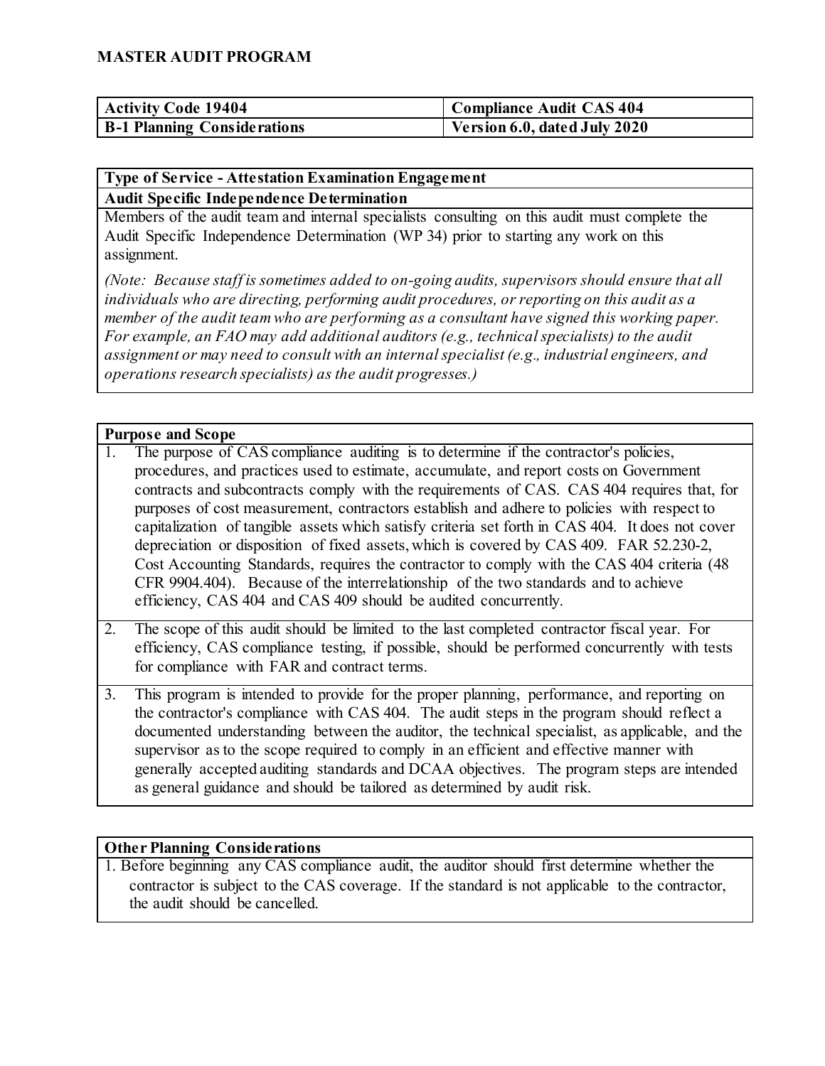# MASTER AUDIT PROGRAM

| Activity Code 19404 | Compliance Audit CAS 404 |
| --- | --- |
| B-1 Planning Considerations | Version 6.0, dated July 2020 |

## Type of Service - Attestation Examination Engagement

### Audit Specific Independence Determination

Members of the audit team and internal specialists consulting on this audit must complete the Audit Specific Independence Determination (WP 34) prior to starting any work on this assignment.

*(Note: Because staff is sometimes added to on-going audits, supervisors should ensure that all individuals who are directing, performing audit procedures, or reporting on this audit as a member of the audit team who are performing as a consultant have signed this working paper. For example, an FAO may add additional auditors (e.g., technical specialists) to the audit assignment or may need to consult with an internal specialist (e.g., industrial engineers, and operations research specialists) as the audit progresses.)*

## Purpose and Scope

1. The purpose of CAS compliance auditing is to determine if the contractor's policies, procedures, and practices used to estimate, accumulate, and report costs on Government contracts and subcontracts comply with the requirements of CAS. CAS 404 requires that, for purposes of cost measurement, contractors establish and adhere to policies with respect to capitalization of tangible assets which satisfy criteria set forth in CAS 404. It does not cover depreciation or disposition of fixed assets, which is covered by CAS 409. FAR 52.230-2, Cost Accounting Standards, requires the contractor to comply with the CAS 404 criteria (48 CFR 9904.404). Because of the interrelationship of the two standards and to achieve efficiency, CAS 404 and CAS 409 should be audited concurrently.
2. The scope of this audit should be limited to the last completed contractor fiscal year. For efficiency, CAS compliance testing, if possible, should be performed concurrently with tests for compliance with FAR and contract terms.
3. This program is intended to provide for the proper planning, performance, and reporting on the contractor's compliance with CAS 404. The audit steps in the program should reflect a documented understanding between the auditor, the technical specialist, as applicable, and the supervisor as to the scope required to comply in an efficient and effective manner with generally accepted auditing standards and DCAA objectives. The program steps are intended as general guidance and should be tailored as determined by audit risk.

## Other Planning Considerations

1. Before beginning any CAS compliance audit, the auditor should first determine whether the contractor is subject to the CAS coverage. If the standard is not applicable to the contractor, the audit should be cancelled.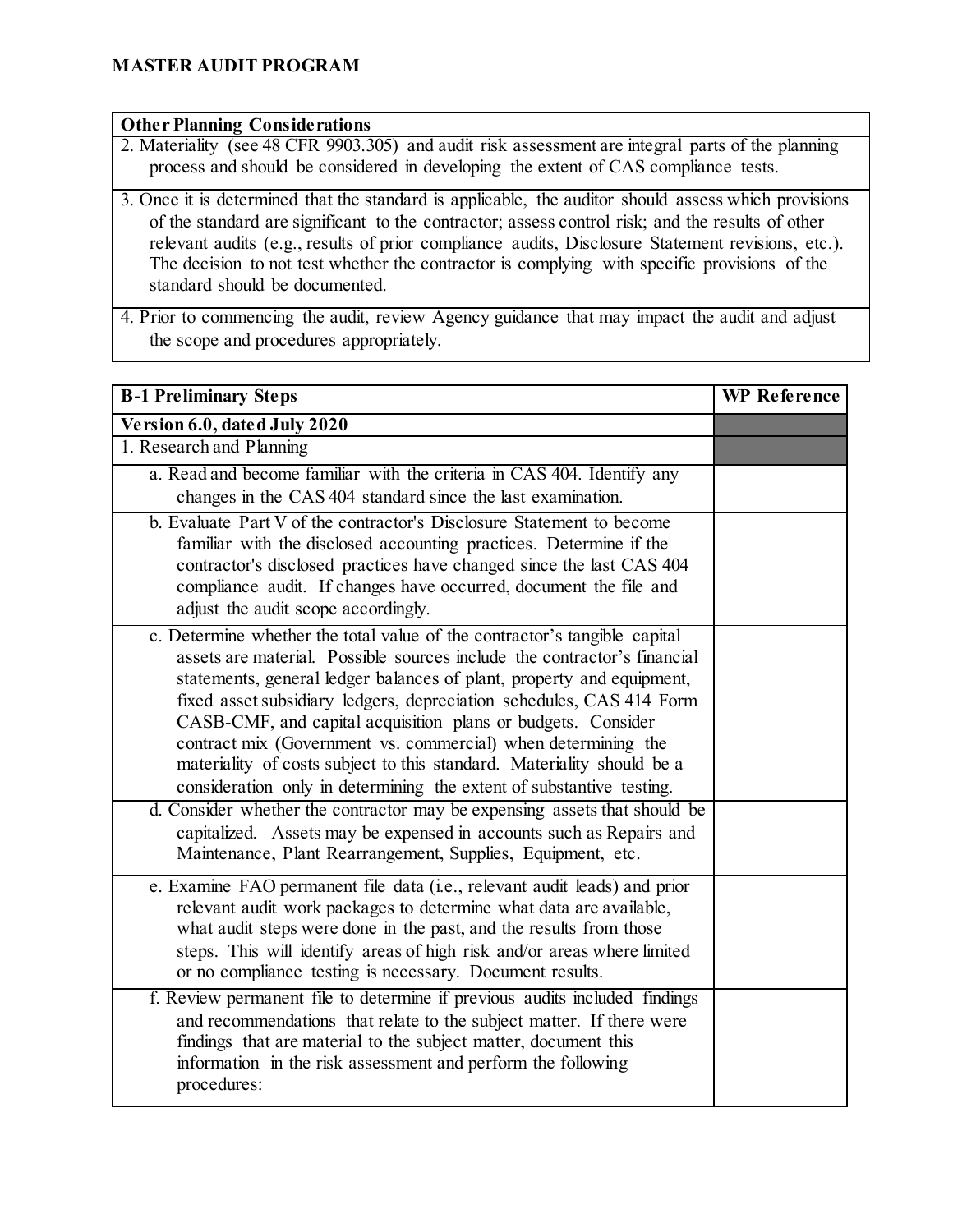**MASTER AUDIT PROGRAM**

| Other Planning Considerations |
|---|
| 2. Materiality (see 48 CFR 9903.305) and audit risk assessment are integral parts of the planning process and should be considered in developing the extent of CAS compliance tests. |
| 3. Once it is determined that the standard is applicable, the auditor should assess which provisions of the standard are significant to the contractor; assess control risk; and the results of other relevant audits (e.g., results of prior compliance audits, Disclosure Statement revisions, etc.). The decision to not test whether the contractor is complying with specific provisions of the standard should be documented. |
| 4. Prior to commencing the audit, review Agency guidance that may impact the audit and adjust the scope and procedures appropriately. |

| B-1 Preliminary Steps | WP Reference |
|---|---|
| **Version 6.0, dated July 2020** | |
| 1. Research and Planning | |
| a. Read and become familiar with the criteria in CAS 404. Identify any changes in the CAS 404 standard since the last examination. | |
| b. Evaluate Part V of the contractor's Disclosure Statement to become familiar with the disclosed accounting practices. Determine if the contractor's disclosed practices have changed since the last CAS 404 compliance audit. If changes have occurred, document the file and adjust the audit scope accordingly. | |
| c. Determine whether the total value of the contractor's tangible capital assets are material. Possible sources include the contractor's financial statements, general ledger balances of plant, property and equipment, fixed asset subsidiary ledgers, depreciation schedules, CAS 414 Form CASB-CMF, and capital acquisition plans or budgets. Consider contract mix (Government vs. commercial) when determining the materiality of costs subject to this standard. Materiality should be a consideration only in determining the extent of substantive testing. | |
| d. Consider whether the contractor may be expensing assets that should be capitalized. Assets may be expensed in accounts such as Repairs and Maintenance, Plant Rearrangement, Supplies, Equipment, etc. | |
| e. Examine FAO permanent file data (i.e., relevant audit leads) and prior relevant audit work packages to determine what data are available, what audit steps were done in the past, and the results from those steps. This will identify areas of high risk and/or areas where limited or no compliance testing is necessary. Document results. | |
| f. Review permanent file to determine if previous audits included findings and recommendations that relate to the subject matter. If there were findings that are material to the subject matter, document this information in the risk assessment and perform the following procedures: | |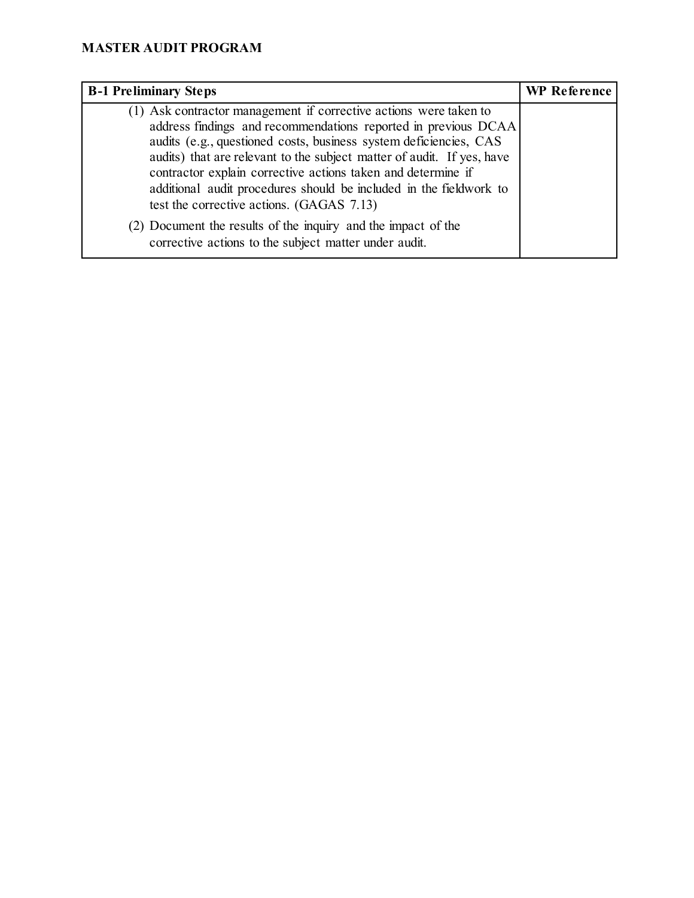**MASTER AUDIT PROGRAM**

| B-1 Preliminary Steps | WP Reference |
| --- | --- |
| (1) Ask contractor management if corrective actions were taken to address findings and recommendations reported in previous DCAA audits (e.g., questioned costs, business system deficiencies, CAS audits) that are relevant to the subject matter of audit. If yes, have contractor explain corrective actions taken and determine if additional audit procedures should be included in the fieldwork to test the corrective actions. (GAGAS 7.13)<br>(2) Document the results of the inquiry and the impact of the corrective actions to the subject matter under audit. | |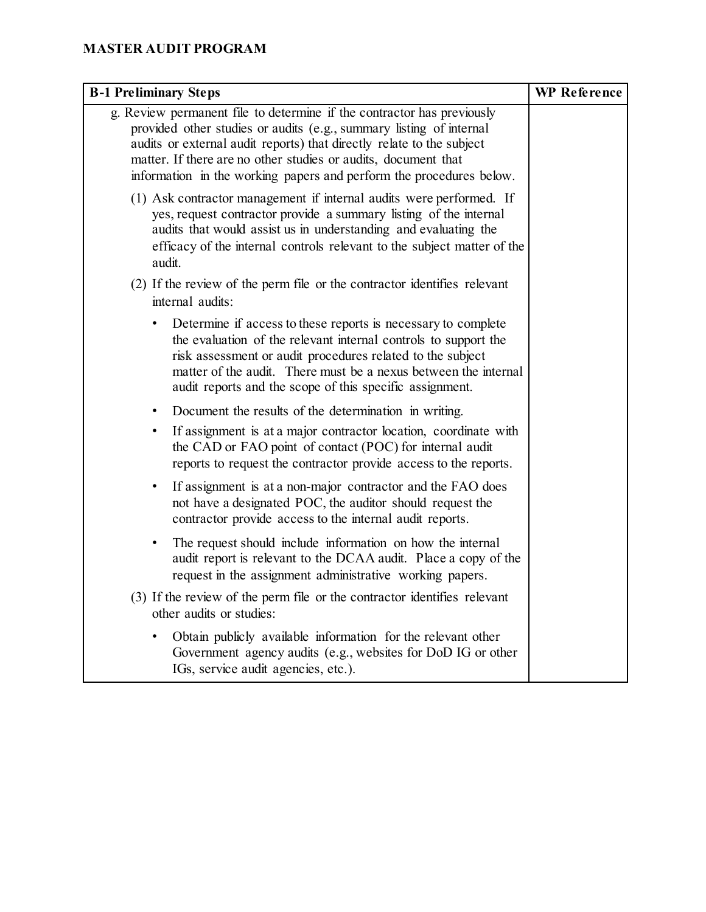**MASTER AUDIT PROGRAM**

| B-1 Preliminary Steps | WP Reference |
|---|---|
| g. Review permanent file to determine if the contractor has previously provided other studies or audits (e.g., summary listing of internal audits or external audit reports) that directly relate to the subject matter. If there are no other studies or audits, document that information in the working papers and perform the procedures below.<br><br>(1) Ask contractor management if internal audits were performed. If yes, request contractor provide a summary listing of the internal audits that would assist us in understanding and evaluating the efficacy of the internal controls relevant to the subject matter of the audit.<br><br>(2) If the review of the perm file or the contractor identifies relevant internal audits:<br><br>• Determine if access to these reports is necessary to complete the evaluation of the relevant internal controls to support the risk assessment or audit procedures related to the subject matter of the audit. There must be a nexus between the internal audit reports and the scope of this specific assignment.<br><br>• Document the results of the determination in writing.<br><br>• If assignment is at a major contractor location, coordinate with the CAD or FAO point of contact (POC) for internal audit reports to request the contractor provide access to the reports.<br><br>• If assignment is at a non-major contractor and the FAO does not have a designated POC, the auditor should request the contractor provide access to the internal audit reports.<br><br>• The request should include information on how the internal audit report is relevant to the DCAA audit. Place a copy of the request in the assignment administrative working papers.<br><br>(3) If the review of the perm file or the contractor identifies relevant other audits or studies:<br><br>• Obtain publicly available information for the relevant other Government agency audits (e.g., websites for DoD IG or other IGs, service audit agencies, etc.). | |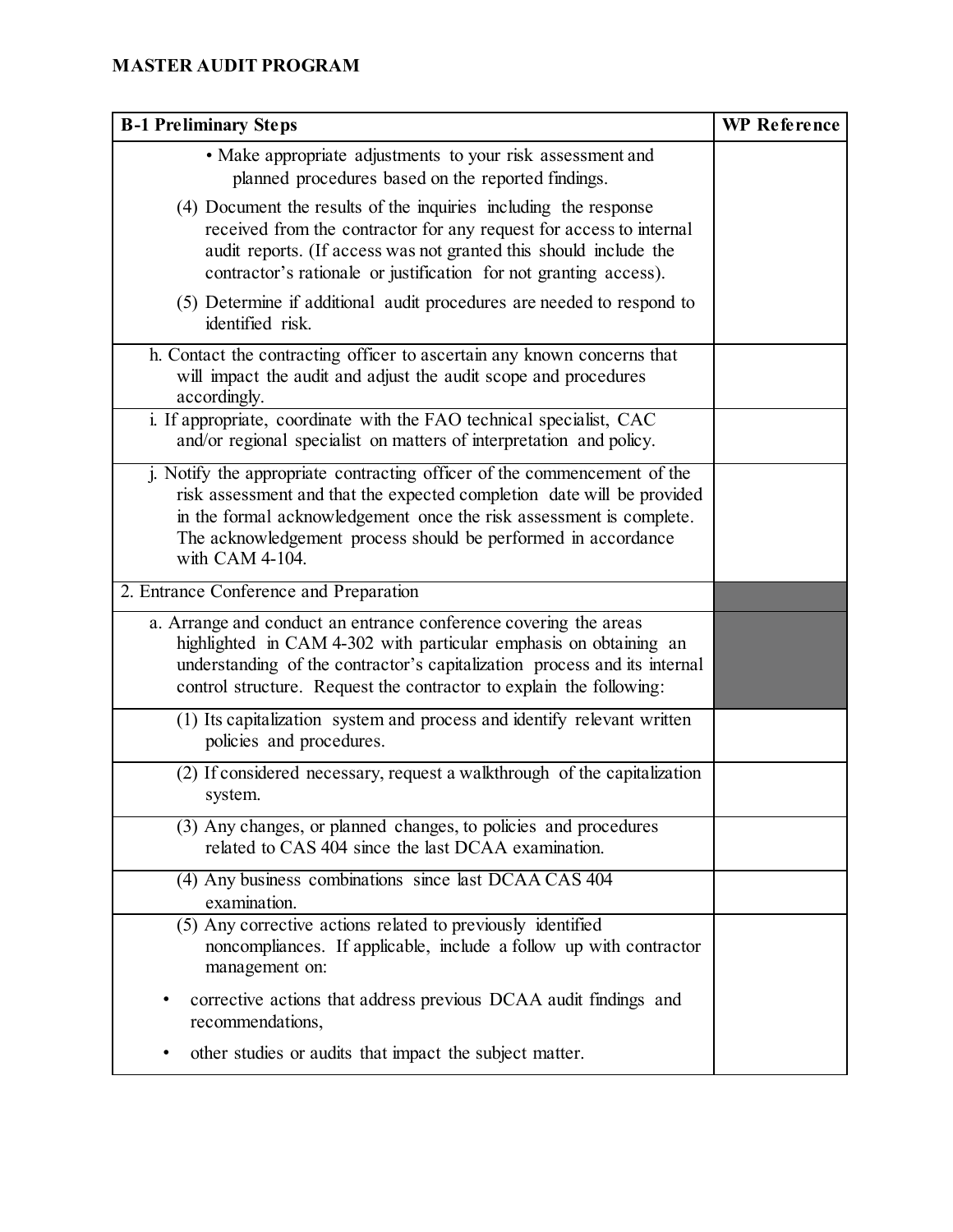**MASTER AUDIT PROGRAM**

| B-1 Preliminary Steps | WP Reference |
|---|---|
| • Make appropriate adjustments to your risk assessment and planned procedures based on the reported findings.<br>(4) Document the results of the inquiries including the response received from the contractor for any request for access to internal audit reports. (If access was not granted this should include the contractor's rationale or justification for not granting access).<br>(5) Determine if additional audit procedures are needed to respond to identified risk. | |
| h. Contact the contracting officer to ascertain any known concerns that will impact the audit and adjust the audit scope and procedures accordingly. | |
| i. If appropriate, coordinate with the FAO technical specialist, CAC and/or regional specialist on matters of interpretation and policy. | |
| j. Notify the appropriate contracting officer of the commencement of the risk assessment and that the expected completion date will be provided in the formal acknowledgement once the risk assessment is complete. The acknowledgement process should be performed in accordance with CAM 4-104. | |
| 2. Entrance Conference and Preparation | |
| a. Arrange and conduct an entrance conference covering the areas highlighted in CAM 4-302 with particular emphasis on obtaining an understanding of the contractor's capitalization process and its internal control structure. Request the contractor to explain the following: | |
| (1) Its capitalization system and process and identify relevant written policies and procedures. | |
| (2) If considered necessary, request a walkthrough of the capitalization system. | |
| (3) Any changes, or planned changes, to policies and procedures related to CAS 404 since the last DCAA examination. | |
| (4) Any business combinations since last DCAA CAS 404 examination. | |
| (5) Any corrective actions related to previously identified noncompliances. If applicable, include a follow up with contractor management on:<br>• corrective actions that address previous DCAA audit findings and recommendations,<br>• other studies or audits that impact the subject matter. | |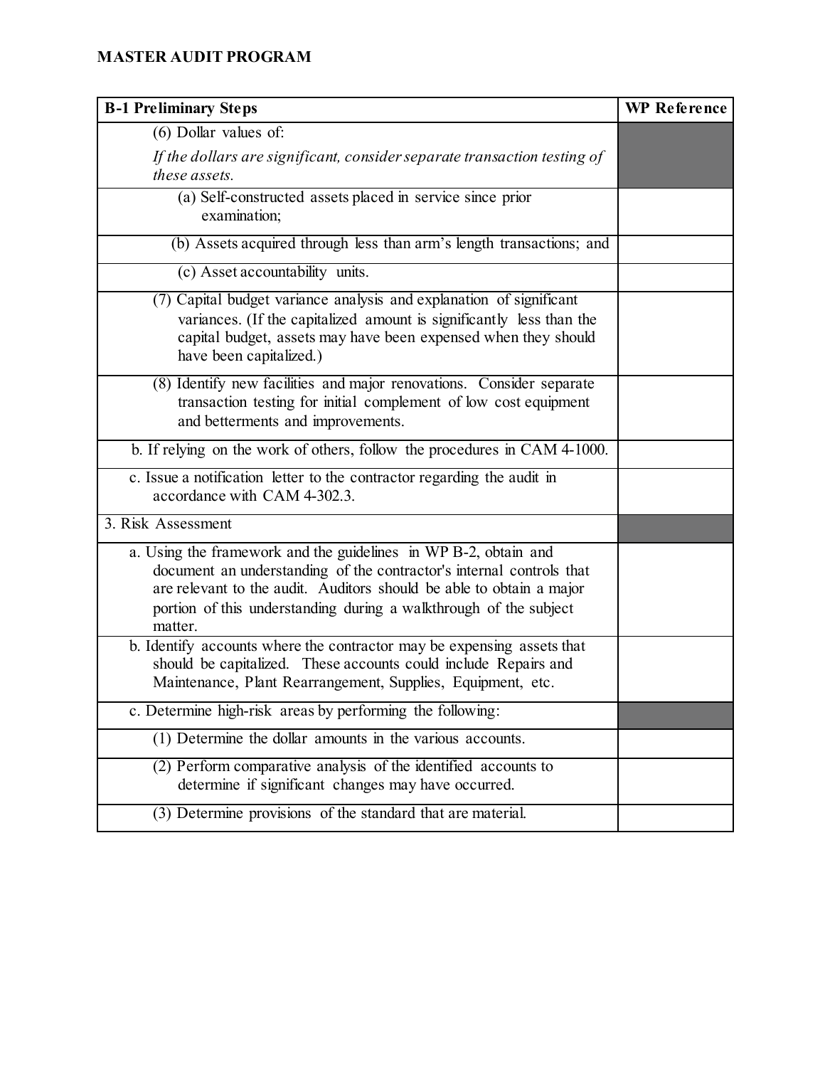# MASTER AUDIT PROGRAM

| B-1 Preliminary Steps | WP Reference |
|---|---|
| (6) Dollar values of: *If the dollars are significant, consider separate transaction testing of these assets.* | |
| (a) Self-constructed assets placed in service since prior examination; | |
| (b) Assets acquired through less than arm's length transactions; and | |
| (c) Asset accountability units. | |
| (7) Capital budget variance analysis and explanation of significant variances. (If the capitalized amount is significantly less than the capital budget, assets may have been expensed when they should have been capitalized.) | |
| (8) Identify new facilities and major renovations. Consider separate transaction testing for initial complement of low cost equipment and betterments and improvements. | |
| b. If relying on the work of others, follow the procedures in CAM 4-1000. | |
| c. Issue a notification letter to the contractor regarding the audit in accordance with CAM 4-302.3. | |
| 3. Risk Assessment | |
| a. Using the framework and the guidelines in WP B-2, obtain and document an understanding of the contractor's internal controls that are relevant to the audit. Auditors should be able to obtain a major portion of this understanding during a walkthrough of the subject matter. | |
| b. Identify accounts where the contractor may be expensing assets that should be capitalized. These accounts could include Repairs and Maintenance, Plant Rearrangement, Supplies, Equipment, etc. | |
| c. Determine high-risk areas by performing the following: | |
| (1) Determine the dollar amounts in the various accounts. | |
| (2) Perform comparative analysis of the identified accounts to determine if significant changes may have occurred. | |
| (3) Determine provisions of the standard that are material. | |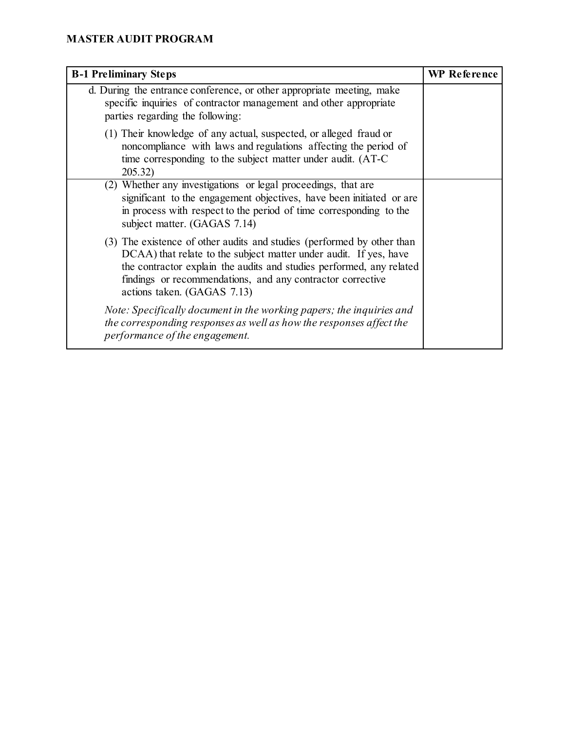**MASTER AUDIT PROGRAM**

| B-1 Preliminary Steps | WP Reference |
|---|---|
| d. During the entrance conference, or other appropriate meeting, make specific inquiries of contractor management and other appropriate parties regarding the following:<br><br>(1) Their knowledge of any actual, suspected, or alleged fraud or noncompliance with laws and regulations affecting the period of time corresponding to the subject matter under audit. (AT-C 205.32) | |
| (2) Whether any investigations or legal proceedings, that are significant to the engagement objectives, have been initiated or are in process with respect to the period of time corresponding to the subject matter. (GAGAS 7.14)<br><br>(3) The existence of other audits and studies (performed by other than DCAA) that relate to the subject matter under audit. If yes, have the contractor explain the audits and studies performed, any related findings or recommendations, and any contractor corrective actions taken. (GAGAS 7.13)<br><br>*Note: Specifically document in the working papers; the inquiries and the corresponding responses as well as how the responses affect the performance of the engagement.* | |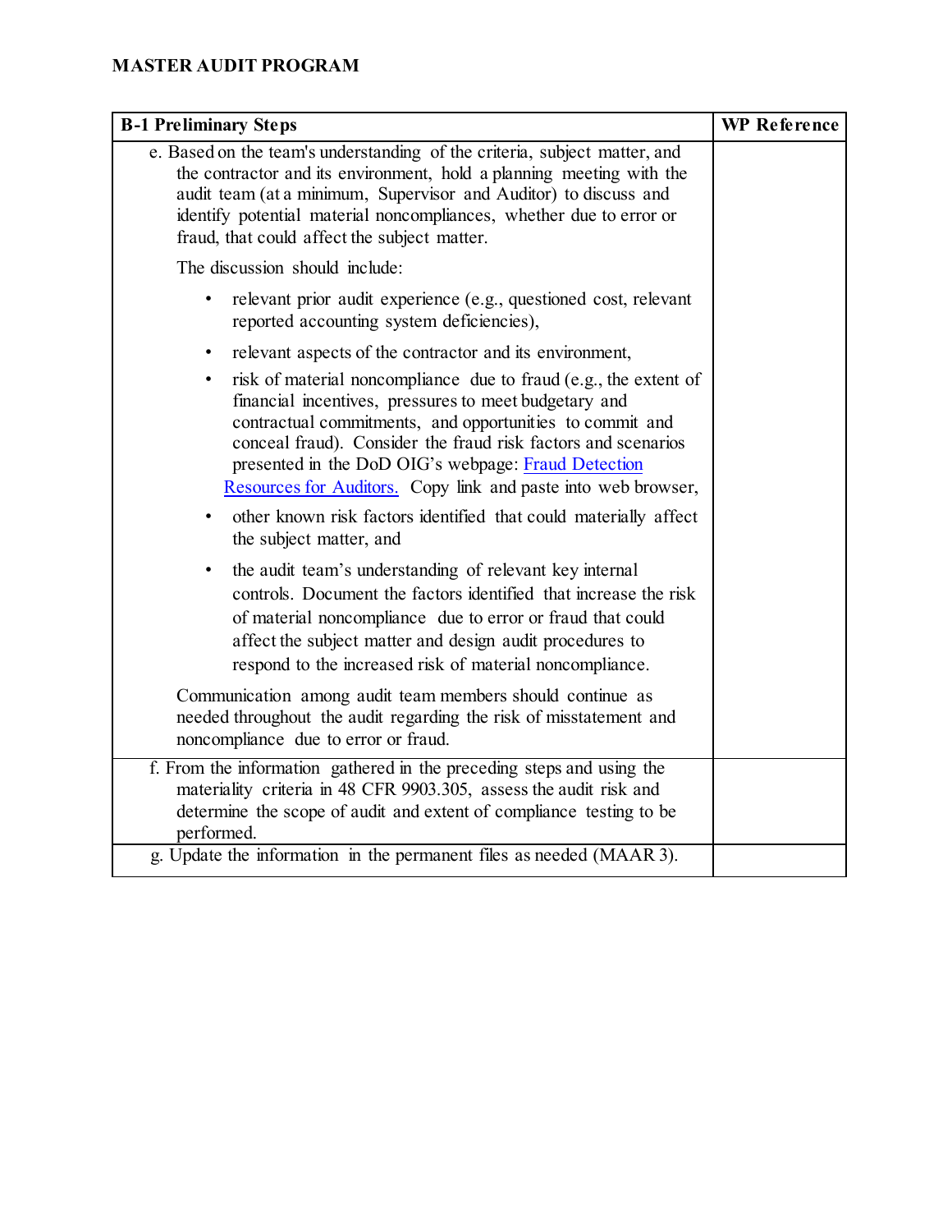**MASTER AUDIT PROGRAM**

| B-1 Preliminary Steps | WP Reference |
|---|---|
| e. Based on the team's understanding of the criteria, subject matter, and the contractor and its environment, hold a planning meeting with the audit team (at a minimum, Supervisor and Auditor) to discuss and identify potential material noncompliances, whether due to error or fraud, that could affect the subject matter.<br><br>The discussion should include:<br><br>• relevant prior audit experience (e.g., questioned cost, relevant reported accounting system deficiencies),<br><br>• relevant aspects of the contractor and its environment,<br><br>• risk of material noncompliance due to fraud (e.g., the extent of financial incentives, pressures to meet budgetary and contractual commitments, and opportunities to commit and conceal fraud). Consider the fraud risk factors and scenarios presented in the DoD OIG's webpage: Fraud Detection Resources for Auditors. Copy link and paste into web browser,<br><br>• other known risk factors identified that could materially affect the subject matter, and<br><br>• the audit team's understanding of relevant key internal controls. Document the factors identified that increase the risk of material noncompliance due to error or fraud that could affect the subject matter and design audit procedures to respond to the increased risk of material noncompliance.<br><br>Communication among audit team members should continue as needed throughout the audit regarding the risk of misstatement and noncompliance due to error or fraud. | |
| f. From the information gathered in the preceding steps and using the materiality criteria in 48 CFR 9903.305, assess the audit risk and determine the scope of audit and extent of compliance testing to be performed. | |
| g. Update the information in the permanent files as needed (MAAR 3). | |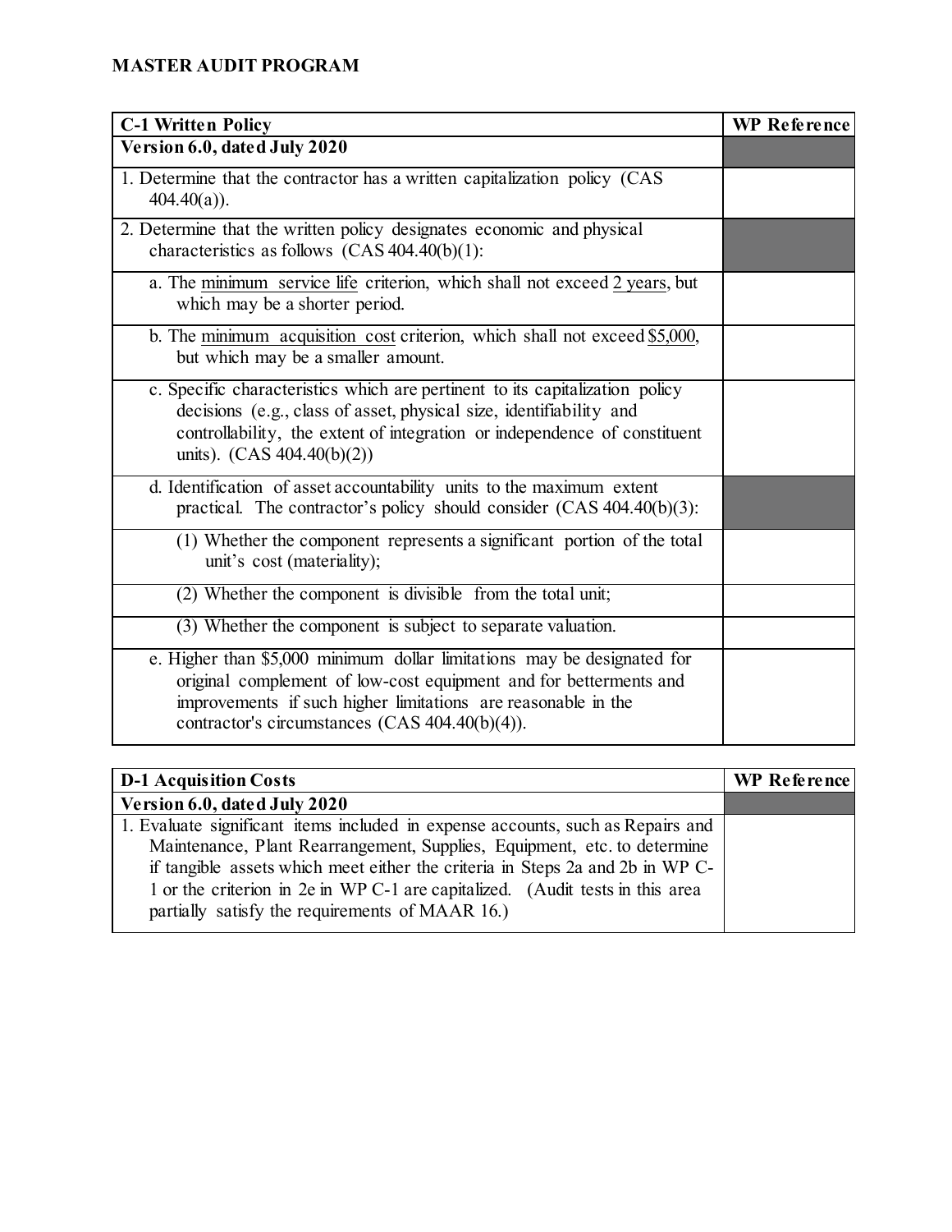**MASTER AUDIT PROGRAM**

| C-1 Written Policy | WP Reference |
| --- | --- |
| **Version 6.0, dated July 2020** | |
| 1. Determine that the contractor has a written capitalization policy (CAS 404.40(a)). | |
| 2. Determine that the written policy designates economic and physical characteristics as follows (CAS 404.40(b)(1): | |
| a. The <u>minimum service life</u> criterion, which shall not exceed <u>2 years</u>, but which may be a shorter period. | |
| b. The <u>minimum acquisition cost</u> criterion, which shall not exceed <u>$5,000</u>, but which may be a smaller amount. | |
| c. Specific characteristics which are pertinent to its capitalization policy decisions (e.g., class of asset, physical size, identifiability and controllability, the extent of integration or independence of constituent units). (CAS 404.40(b)(2)) | |
| d. Identification of asset accountability units to the maximum extent practical. The contractor's policy should consider (CAS 404.40(b)(3): | |
| (1) Whether the component represents a significant portion of the total unit's cost (materiality); | |
| (2) Whether the component is divisible from the total unit; | |
| (3) Whether the component is subject to separate valuation. | |
| e. Higher than $5,000 minimum dollar limitations may be designated for original complement of low-cost equipment and for betterments and improvements if such higher limitations are reasonable in the contractor's circumstances (CAS 404.40(b)(4)). | |

| D-1 Acquisition Costs | WP Reference |
| --- | --- |
| **Version 6.0, dated July 2020** | |
| 1. Evaluate significant items included in expense accounts, such as Repairs and Maintenance, Plant Rearrangement, Supplies, Equipment, etc. to determine if tangible assets which meet either the criteria in Steps 2a and 2b in WP C-1 or the criterion in 2e in WP C-1 are capitalized. (Audit tests in this area partially satisfy the requirements of MAAR 16.) | |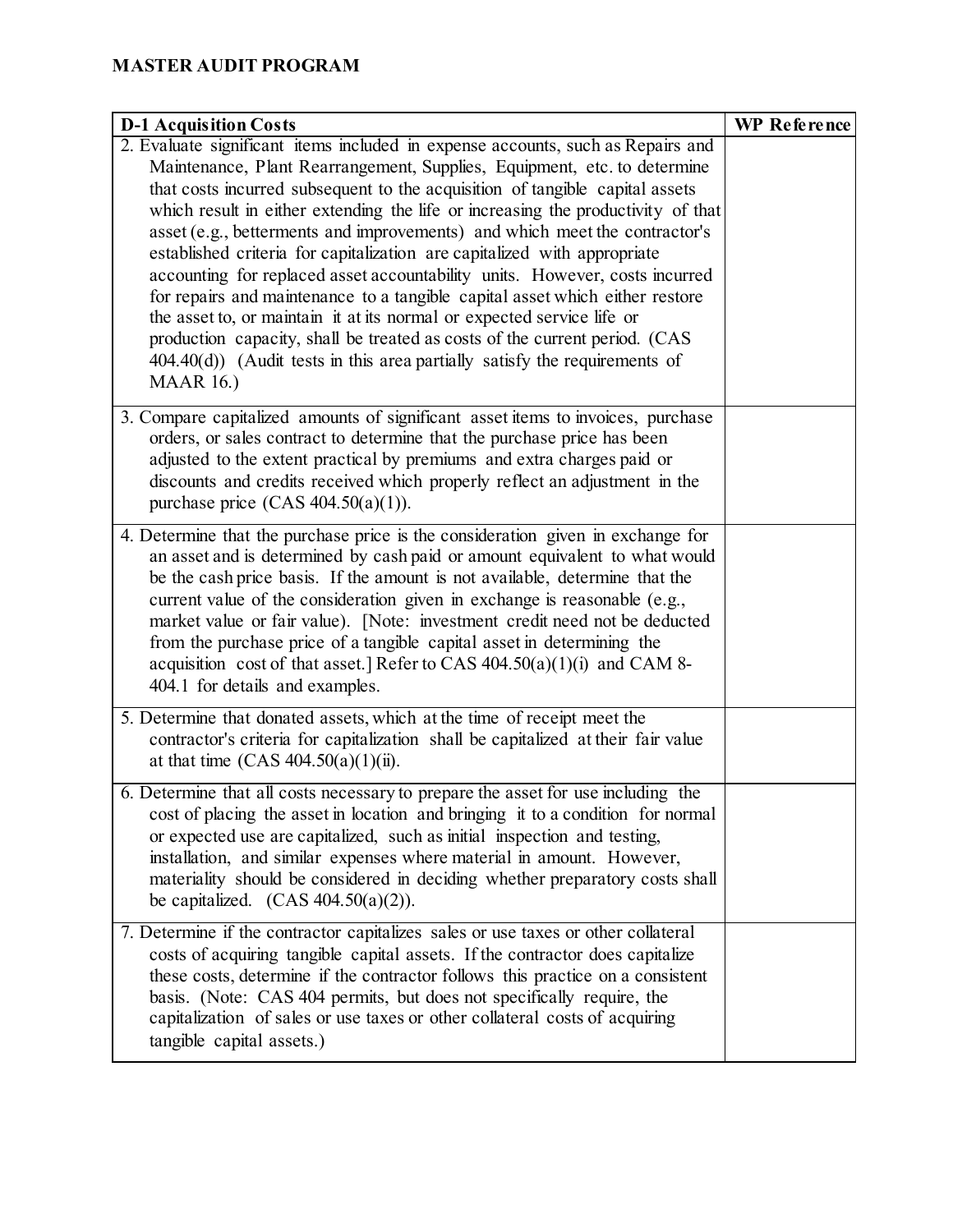## MASTER AUDIT PROGRAM

| D-1 Acquisition Costs | WP Reference |
|---|---|
| 2. Evaluate significant items included in expense accounts, such as Repairs and Maintenance, Plant Rearrangement, Supplies, Equipment, etc. to determine that costs incurred subsequent to the acquisition of tangible capital assets which result in either extending the life or increasing the productivity of that asset (e.g., betterments and improvements) and which meet the contractor's established criteria for capitalization are capitalized with appropriate accounting for replaced asset accountability units. However, costs incurred for repairs and maintenance to a tangible capital asset which either restore the asset to, or maintain it at its normal or expected service life or production capacity, shall be treated as costs of the current period. (CAS 404.40(d)) (Audit tests in this area partially satisfy the requirements of MAAR 16.) | |
| 3. Compare capitalized amounts of significant asset items to invoices, purchase orders, or sales contract to determine that the purchase price has been adjusted to the extent practical by premiums and extra charges paid or discounts and credits received which properly reflect an adjustment in the purchase price (CAS 404.50(a)(1)). | |
| 4. Determine that the purchase price is the consideration given in exchange for an asset and is determined by cash paid or amount equivalent to what would be the cash price basis. If the amount is not available, determine that the current value of the consideration given in exchange is reasonable (e.g., market value or fair value). [Note: investment credit need not be deducted from the purchase price of a tangible capital asset in determining the acquisition cost of that asset.] Refer to CAS 404.50(a)(1)(i) and CAM 8-404.1 for details and examples. | |
| 5. Determine that donated assets, which at the time of receipt meet the contractor's criteria for capitalization shall be capitalized at their fair value at that time (CAS 404.50(a)(1)(ii). | |
| 6. Determine that all costs necessary to prepare the asset for use including the cost of placing the asset in location and bringing it to a condition for normal or expected use are capitalized, such as initial inspection and testing, installation, and similar expenses where material in amount. However, materiality should be considered in deciding whether preparatory costs shall be capitalized. (CAS 404.50(a)(2)). | |
| 7. Determine if the contractor capitalizes sales or use taxes or other collateral costs of acquiring tangible capital assets. If the contractor does capitalize these costs, determine if the contractor follows this practice on a consistent basis. (Note: CAS 404 permits, but does not specifically require, the capitalization of sales or use taxes or other collateral costs of acquiring tangible capital assets.) | |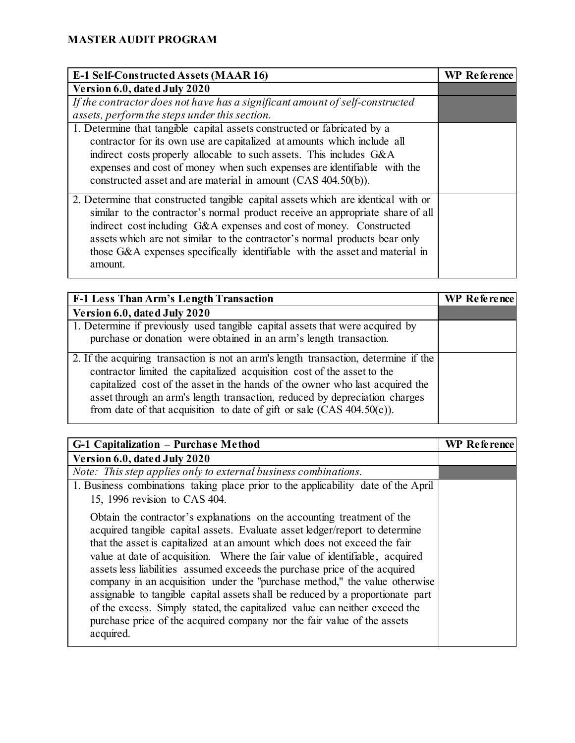## MASTER AUDIT PROGRAM

| E-1 Self-Constructed Assets (MAAR 16) | WP Reference |
|---|---|
| **Version 6.0, dated July 2020** | |
| *If the contractor does not have has a significant amount of self-constructed assets, perform the steps under this section.* | |
| 1. Determine that tangible capital assets constructed or fabricated by a contractor for its own use are capitalized at amounts which include all indirect costs properly allocable to such assets. This includes G&A expenses and cost of money when such expenses are identifiable with the constructed asset and are material in amount (CAS 404.50(b)). | |
| 2. Determine that constructed tangible capital assets which are identical with or similar to the contractor's normal product receive an appropriate share of all indirect cost including G&A expenses and cost of money. Constructed assets which are not similar to the contractor's normal products bear only those G&A expenses specifically identifiable with the asset and material in amount. | |

| F-1 Less Than Arm's Length Transaction | WP Reference |
|---|---|
| **Version 6.0, dated July 2020** | |
| 1. Determine if previously used tangible capital assets that were acquired by purchase or donation were obtained in an arm's length transaction. | |
| 2. If the acquiring transaction is not an arm's length transaction, determine if the contractor limited the capitalized acquisition cost of the asset to the capitalized cost of the asset in the hands of the owner who last acquired the asset through an arm's length transaction, reduced by depreciation charges from date of that acquisition to date of gift or sale (CAS 404.50(c)). | |

| G-1 Capitalization – Purchase Method | WP Reference |
|---|---|
| **Version 6.0, dated July 2020** | |
| *Note: This step applies only to external business combinations.* | |
| 1. Business combinations taking place prior to the applicability date of the April 15, 1996 revision to CAS 404.<br><br>Obtain the contractor's explanations on the accounting treatment of the acquired tangible capital assets. Evaluate asset ledger/report to determine that the asset is capitalized at an amount which does not exceed the fair value at date of acquisition. Where the fair value of identifiable, acquired assets less liabilities assumed exceeds the purchase price of the acquired company in an acquisition under the "purchase method," the value otherwise assignable to tangible capital assets shall be reduced by a proportionate part of the excess. Simply stated, the capitalized value can neither exceed the purchase price of the acquired company nor the fair value of the assets acquired. | |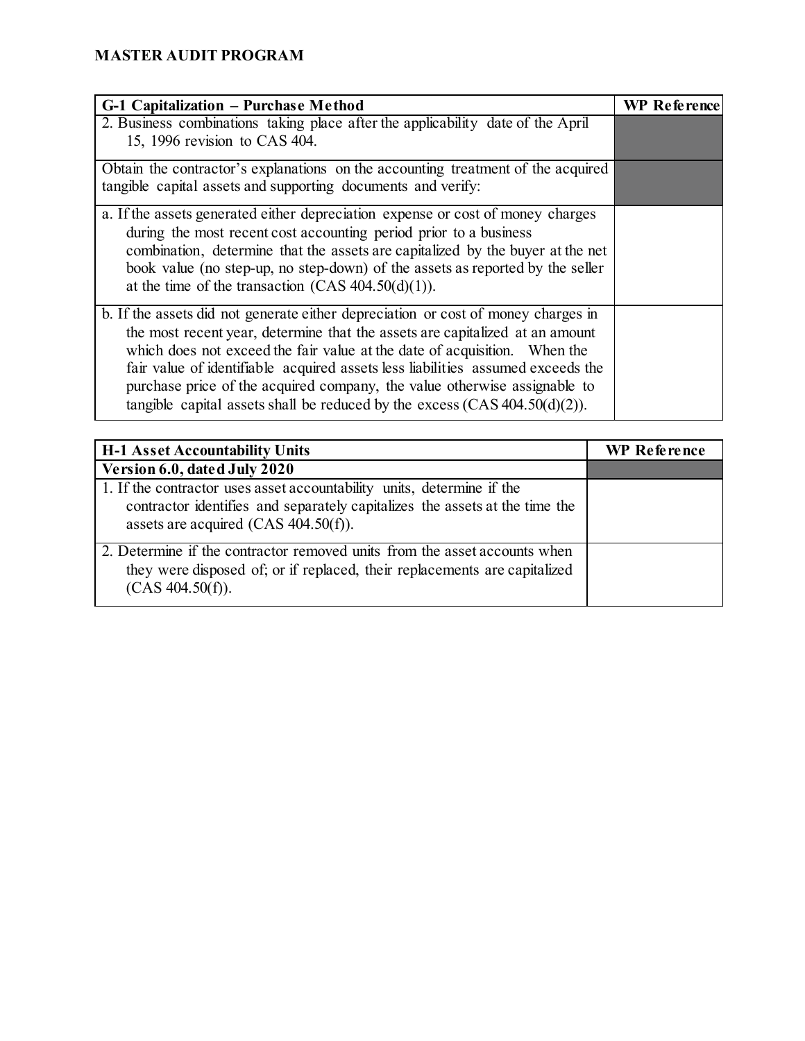**MASTER AUDIT PROGRAM**

| G-1 Capitalization – Purchase Method | WP Reference |
|---|---|
| 2. Business combinations taking place after the applicability date of the April 15, 1996 revision to CAS 404. | |
| Obtain the contractor's explanations on the accounting treatment of the acquired tangible capital assets and supporting documents and verify: | |
| a. If the assets generated either depreciation expense or cost of money charges during the most recent cost accounting period prior to a business combination, determine that the assets are capitalized by the buyer at the net book value (no step-up, no step-down) of the assets as reported by the seller at the time of the transaction (CAS 404.50(d)(1)). | |
| b. If the assets did not generate either depreciation or cost of money charges in the most recent year, determine that the assets are capitalized at an amount which does not exceed the fair value at the date of acquisition. When the fair value of identifiable acquired assets less liabilities assumed exceeds the purchase price of the acquired company, the value otherwise assignable to tangible capital assets shall be reduced by the excess (CAS 404.50(d)(2)). | |

| H-1 Asset Accountability Units | WP Reference |
|---|---|
| **Version 6.0, dated July 2020** | |
| 1. If the contractor uses asset accountability units, determine if the contractor identifies and separately capitalizes the assets at the time the assets are acquired (CAS 404.50(f)). | |
| 2. Determine if the contractor removed units from the asset accounts when they were disposed of; or if replaced, their replacements are capitalized (CAS 404.50(f)). | |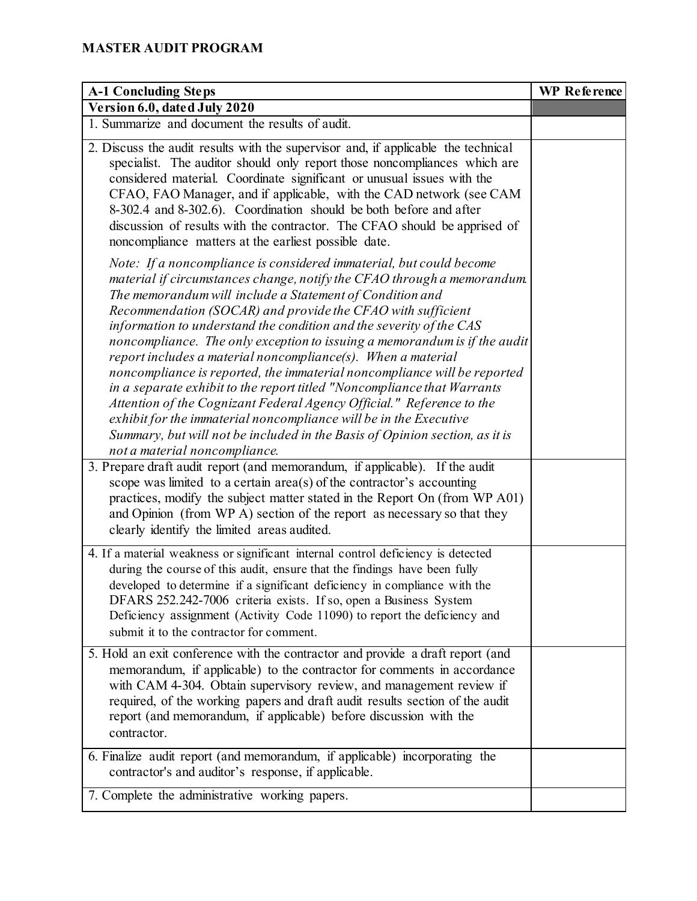## MASTER AUDIT PROGRAM

| A-1 Concluding Steps | WP Reference |
| --- | --- |
| **Version 6.0, dated July 2020** | |
| 1. Summarize and document the results of audit. | |
| 2. Discuss the audit results with the supervisor and, if applicable the technical specialist. The auditor should only report those noncompliances which are considered material. Coordinate significant or unusual issues with the CFAO, FAO Manager, and if applicable, with the CAD network (see CAM 8-302.4 and 8-302.6). Coordination should be both before and after discussion of results with the contractor. The CFAO should be apprised of noncompliance matters at the earliest possible date.<br><br>*Note: If a noncompliance is considered immaterial, but could become material if circumstances change, notify the CFAO through a memorandum. The memorandum will include a Statement of Condition and Recommendation (SOCAR) and provide the CFAO with sufficient information to understand the condition and the severity of the CAS noncompliance. The only exception to issuing a memorandum is if the audit report includes a material noncompliance(s). When a material noncompliance is reported, the immaterial noncompliance will be reported in a separate exhibit to the report titled "Noncompliance that Warrants Attention of the Cognizant Federal Agency Official." Reference to the exhibit for the immaterial noncompliance will be in the Executive Summary, but will not be included in the Basis of Opinion section, as it is not a material noncompliance.* | |
| 3. Prepare draft audit report (and memorandum, if applicable). If the audit scope was limited to a certain area(s) of the contractor's accounting practices, modify the subject matter stated in the Report On (from WP A01) and Opinion (from WP A) section of the report as necessary so that they clearly identify the limited areas audited. | |
| 4. If a material weakness or significant internal control deficiency is detected during the course of this audit, ensure that the findings have been fully developed to determine if a significant deficiency in compliance with the DFARS 252.242-7006 criteria exists. If so, open a Business System Deficiency assignment (Activity Code 11090) to report the deficiency and submit it to the contractor for comment. | |
| 5. Hold an exit conference with the contractor and provide a draft report (and memorandum, if applicable) to the contractor for comments in accordance with CAM 4-304. Obtain supervisory review, and management review if required, of the working papers and draft audit results section of the audit report (and memorandum, if applicable) before discussion with the contractor. | |
| 6. Finalize audit report (and memorandum, if applicable) incorporating the contractor's and auditor's response, if applicable. | |
| 7. Complete the administrative working papers. | |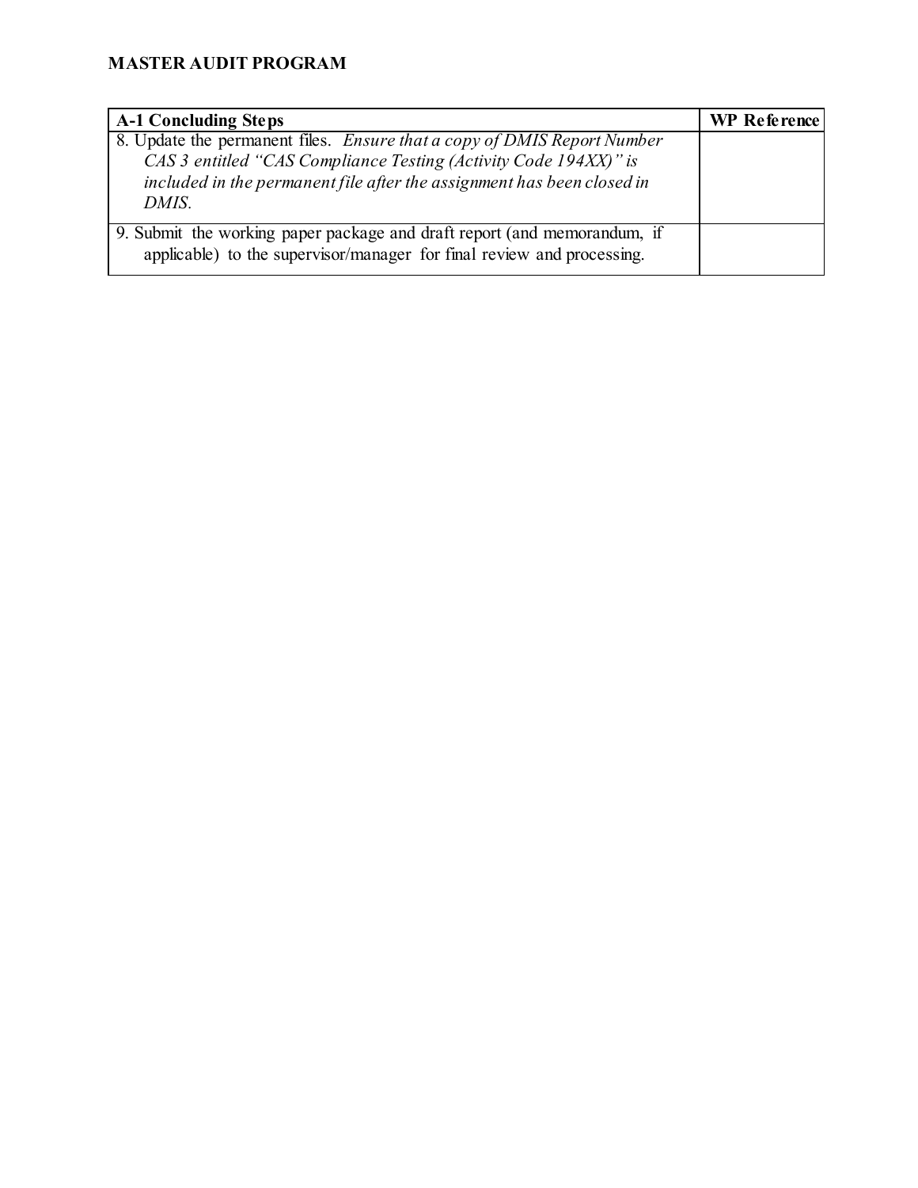**MASTER AUDIT PROGRAM**

| A-1 Concluding Steps | WP Reference |
|---|---|
| 8. Update the permanent files. *Ensure that a copy of DMIS Report Number CAS 3 entitled "CAS Compliance Testing (Activity Code 194XX)" is included in the permanent file after the assignment has been closed in DMIS.* | |
| 9. Submit the working paper package and draft report (and memorandum, if applicable) to the supervisor/manager for final review and processing. | |